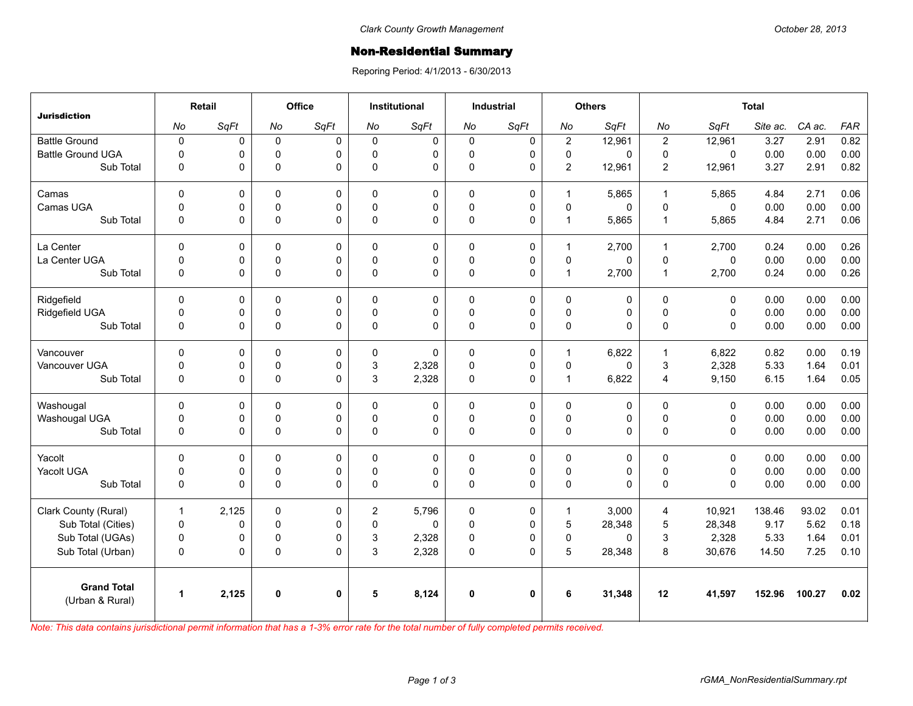Clark County Growth Management

October 28, 2013

# Non-Residential Summary

Reporing Period: 4/1/2013 - 6/30/2013

| Jurisdiction | Retail | | Office | | Institutional | | Industrial | | Others | | Total | | | | |
|---|---|---|---|---|---|---|---|---|---|---|---|---|---|---|---|
| | No | SqFt | No | SqFt | No | SqFt | No | SqFt | No | SqFt | No | SqFt | Site ac. | CA ac. | FAR |
| Battle Ground | 0 | 0 | 0 | 0 | 0 | 0 | 0 | 0 | 2 | 12,961 | 2 | 12,961 | 3.27 | 2.91 | 0.82 |
| Battle Ground UGA | 0 | 0 | 0 | 0 | 0 | 0 | 0 | 0 | 0 | 0 | 0 | 0 | 0.00 | 0.00 | 0.00 |
| Sub Total | 0 | 0 | 0 | 0 | 0 | 0 | 0 | 0 | 2 | 12,961 | 2 | 12,961 | 3.27 | 2.91 | 0.82 |
| Camas | 0 | 0 | 0 | 0 | 0 | 0 | 0 | 0 | 1 | 5,865 | 1 | 5,865 | 4.84 | 2.71 | 0.06 |
| Camas UGA | 0 | 0 | 0 | 0 | 0 | 0 | 0 | 0 | 0 | 0 | 0 | 0 | 0.00 | 0.00 | 0.00 |
| Sub Total | 0 | 0 | 0 | 0 | 0 | 0 | 0 | 0 | 1 | 5,865 | 1 | 5,865 | 4.84 | 2.71 | 0.06 |
| La Center | 0 | 0 | 0 | 0 | 0 | 0 | 0 | 0 | 1 | 2,700 | 1 | 2,700 | 0.24 | 0.00 | 0.26 |
| La Center UGA | 0 | 0 | 0 | 0 | 0 | 0 | 0 | 0 | 0 | 0 | 0 | 0 | 0.00 | 0.00 | 0.00 |
| Sub Total | 0 | 0 | 0 | 0 | 0 | 0 | 0 | 0 | 1 | 2,700 | 1 | 2,700 | 0.24 | 0.00 | 0.26 |
| Ridgefield | 0 | 0 | 0 | 0 | 0 | 0 | 0 | 0 | 0 | 0 | 0 | 0 | 0.00 | 0.00 | 0.00 |
| Ridgefield UGA | 0 | 0 | 0 | 0 | 0 | 0 | 0 | 0 | 0 | 0 | 0 | 0 | 0.00 | 0.00 | 0.00 |
| Sub Total | 0 | 0 | 0 | 0 | 0 | 0 | 0 | 0 | 0 | 0 | 0 | 0 | 0.00 | 0.00 | 0.00 |
| Vancouver | 0 | 0 | 0 | 0 | 0 | 0 | 0 | 0 | 1 | 6,822 | 1 | 6,822 | 0.82 | 0.00 | 0.19 |
| Vancouver UGA | 0 | 0 | 0 | 0 | 3 | 2,328 | 0 | 0 | 0 | 0 | 3 | 2,328 | 5.33 | 1.64 | 0.01 |
| Sub Total | 0 | 0 | 0 | 0 | 3 | 2,328 | 0 | 0 | 1 | 6,822 | 4 | 9,150 | 6.15 | 1.64 | 0.05 |
| Washougal | 0 | 0 | 0 | 0 | 0 | 0 | 0 | 0 | 0 | 0 | 0 | 0 | 0.00 | 0.00 | 0.00 |
| Washougal UGA | 0 | 0 | 0 | 0 | 0 | 0 | 0 | 0 | 0 | 0 | 0 | 0 | 0.00 | 0.00 | 0.00 |
| Sub Total | 0 | 0 | 0 | 0 | 0 | 0 | 0 | 0 | 0 | 0 | 0 | 0 | 0.00 | 0.00 | 0.00 |
| Yacolt | 0 | 0 | 0 | 0 | 0 | 0 | 0 | 0 | 0 | 0 | 0 | 0 | 0.00 | 0.00 | 0.00 |
| Yacolt UGA | 0 | 0 | 0 | 0 | 0 | 0 | 0 | 0 | 0 | 0 | 0 | 0 | 0.00 | 0.00 | 0.00 |
| Sub Total | 0 | 0 | 0 | 0 | 0 | 0 | 0 | 0 | 0 | 0 | 0 | 0 | 0.00 | 0.00 | 0.00 |
| Clark County (Rural) | 1 | 2,125 | 0 | 0 | 2 | 5,796 | 0 | 0 | 1 | 3,000 | 4 | 10,921 | 138.46 | 93.02 | 0.01 |
| Sub Total (Cities) | 0 | 0 | 0 | 0 | 0 | 0 | 0 | 0 | 5 | 28,348 | 5 | 28,348 | 9.17 | 5.62 | 0.18 |
| Sub Total (UGAs) | 0 | 0 | 0 | 0 | 3 | 2,328 | 0 | 0 | 0 | 0 | 3 | 2,328 | 5.33 | 1.64 | 0.01 |
| Sub Total (Urban) | 0 | 0 | 0 | 0 | 3 | 2,328 | 0 | 0 | 5 | 28,348 | 8 | 30,676 | 14.50 | 7.25 | 0.10 |
| **Grand Total** (Urban & Rural) | **1** | **2,125** | **0** | **0** | **5** | **8,124** | **0** | **0** | **6** | **31,348** | **12** | **41,597** | **152.96** | **100.27** | **0.02** |

*Note: This data contains jurisdictional permit information that has a 1-3% error rate for the total number of fully completed permits received.*

rGMA_NonResidentialSummary.rpt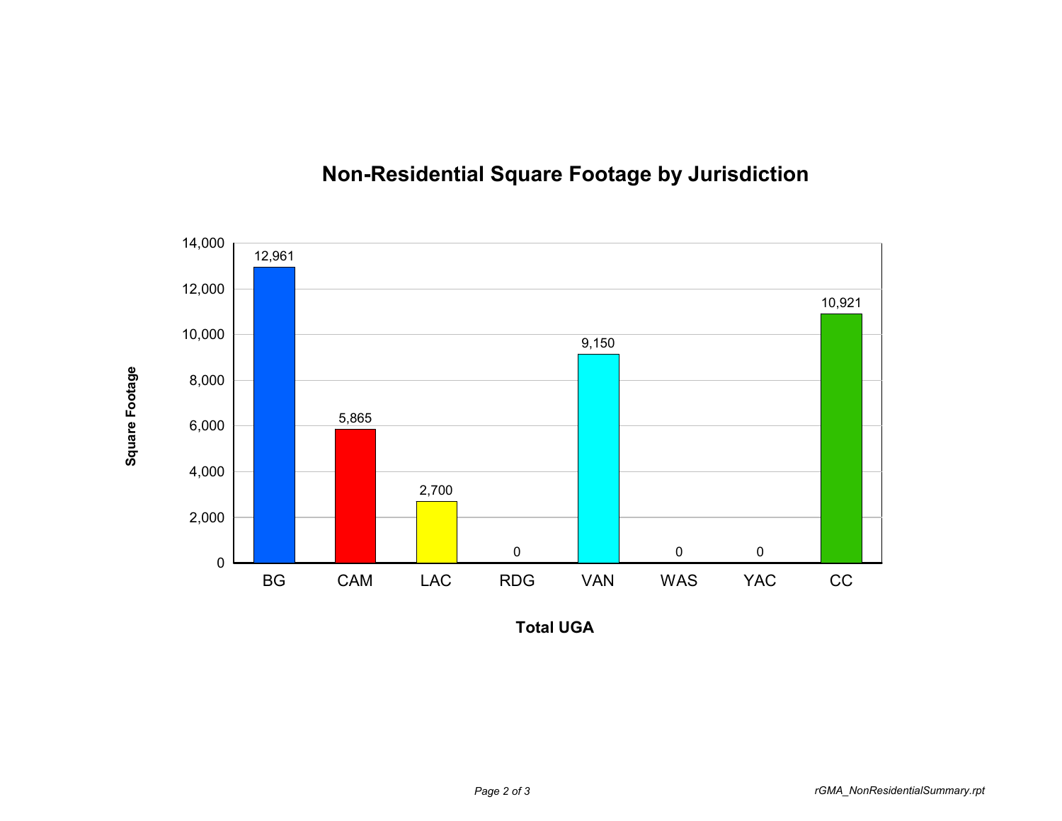## Non-Residential Square Footage by Jurisdiction

| Total UGA | Square Footage |
|---|---|
| BG | 12,961 |
| CAM | 5,865 |
| LAC | 2,700 |
| RDG | 0 |
| VAN | 9,150 |
| WAS | 0 |
| YAC | 0 |
| CC | 10,921 |

*rGMA_NonResidentialSummary.rpt*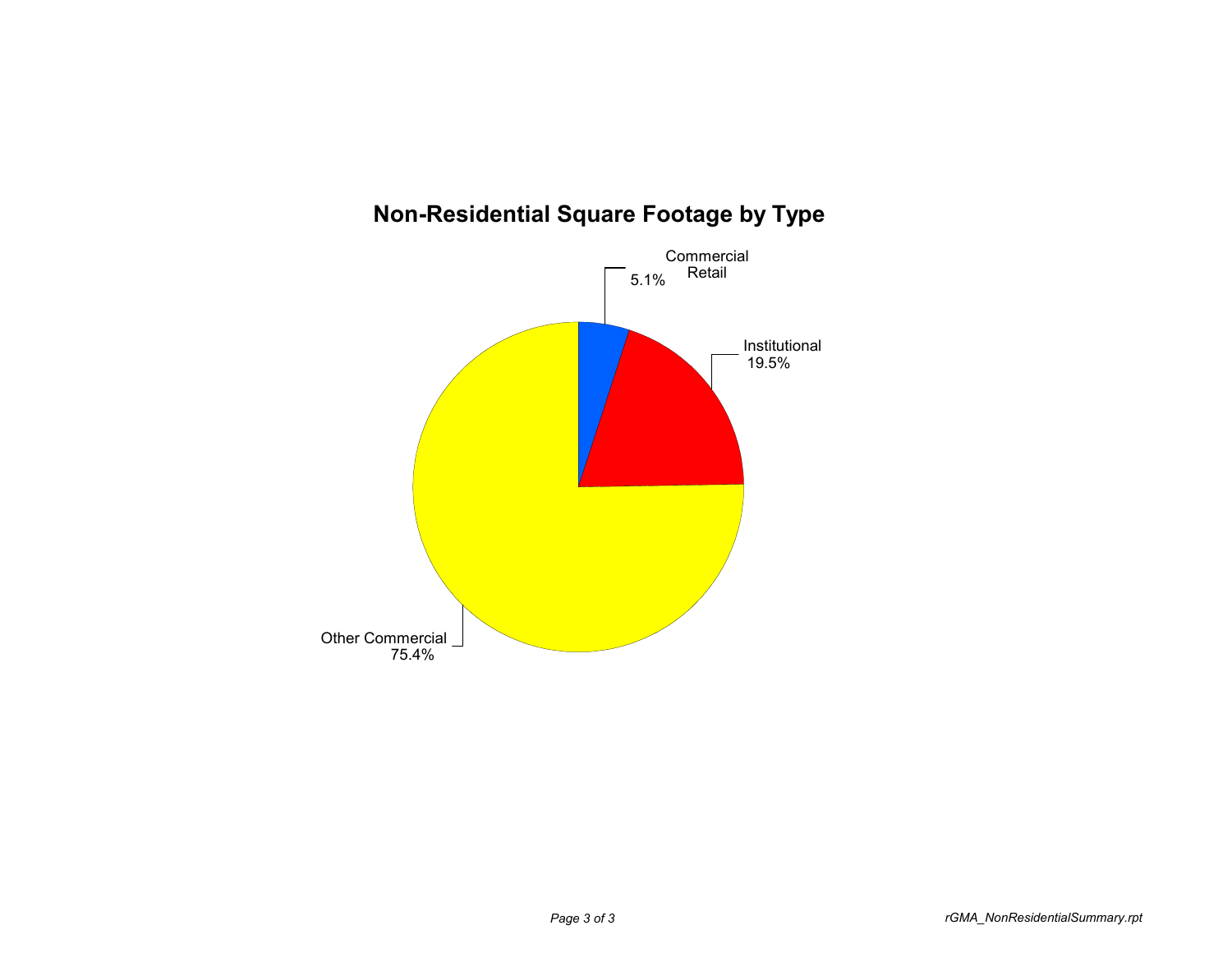## Non-Residential Square Footage by Type

Commercial Retail
5.1%

Institutional
19.5%

Other Commercial
75.4%

*rGMA_NonResidentialSummary.rpt*